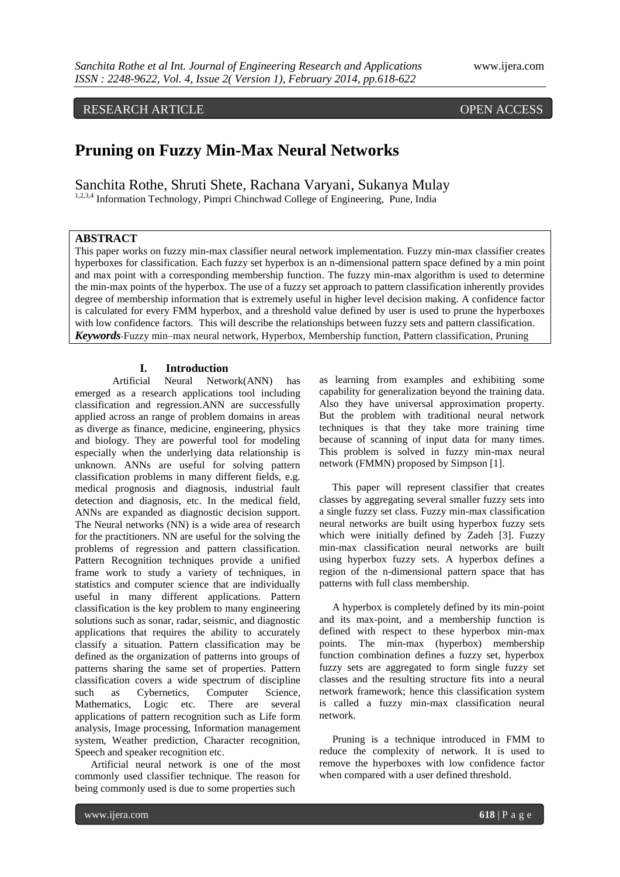RESEARCH ARTICLE OPEN ACCESS

# Pruning on Fuzzy Min-Max Neural Networks

Sanchita Rothe, Shruti Shete, Rachana Varyani, Sukanya Mulay

[1,2,3,4] Information Technology, Pimpri Chinchwad College of Engineering, Pune, India

## ABSTRACT

This paper works on fuzzy min-max classifier neural network implementation. Fuzzy min-max classifier creates hyperboxes for classification. Each fuzzy set hyperbox is an n-dimensional pattern space defined by a min point and max point with a corresponding membership function. The fuzzy min-max algorithm is used to determine the min-max points of the hyperbox. The use of a fuzzy set approach to pattern classification inherently provides degree of membership information that is extremely useful in higher level decision making. A confidence factor is calculated for every FMM hyperbox, and a threshold value defined by user is used to prune the hyperboxes with low confidence factors. This will describe the relationships between fuzzy sets and pattern classification.

***Keywords***-Fuzzy min–max neural network, Hyperbox, Membership function, Pattern classification, Pruning

## I. Introduction

Artificial Neural Network(ANN) has emerged as a research applications tool including classification and regression.ANN are successfully applied across an range of problem domains in areas as diverge as finance, medicine, engineering, physics and biology. They are powerful tool for modeling especially when the underlying data relationship is unknown. ANNs are useful for solving pattern classification problems in many different fields, e.g. medical prognosis and diagnosis, industrial fault detection and diagnosis, etc. In the medical field, ANNs are expanded as diagnostic decision support. The Neural networks (NN) is a wide area of research for the practitioners. NN are useful for the solving the problems of regression and pattern classification. Pattern Recognition techniques provide a unified frame work to study a variety of techniques, in statistics and computer science that are individually useful in many different applications. Pattern classification is the key problem to many engineering solutions such as sonar, radar, seismic, and diagnostic applications that requires the ability to accurately classify a situation. Pattern classification may be defined as the organization of patterns into groups of patterns sharing the same set of properties. Pattern classification covers a wide spectrum of discipline such as Cybernetics, Computer Science, Mathematics, Logic etc. There are several applications of pattern recognition such as Life form analysis, Image processing, Information management system, Weather prediction, Character recognition, Speech and speaker recognition etc.

Artificial neural network is one of the most commonly used classifier technique. The reason for being commonly used is due to some properties such as learning from examples and exhibiting some capability for generalization beyond the training data. Also they have universal approximation property. But the problem with traditional neural network techniques is that they take more training time because of scanning of input data for many times. This problem is solved in fuzzy min-max neural network (FMMN) proposed by Simpson [1].

This paper will represent classifier that creates classes by aggregating several smaller fuzzy sets into a single fuzzy set class. Fuzzy min-max classification neural networks are built using hyperbox fuzzy sets which were initially defined by Zadeh [3]. Fuzzy min-max classification neural networks are built using hyperbox fuzzy sets. A hyperbox defines a region of the n-dimensional pattern space that has patterns with full class membership.

A hyperbox is completely defined by its min-point and its max-point, and a membership function is defined with respect to these hyperbox min-max points. The min-max (hyperbox) membership function combination defines a fuzzy set, hyperbox fuzzy sets are aggregated to form single fuzzy set classes and the resulting structure fits into a neural network framework; hence this classification system is called a fuzzy min-max classification neural network.

Pruning is a technique introduced in FMM to reduce the complexity of network. It is used to remove the hyperboxes with low confidence factor when compared with a user defined threshold.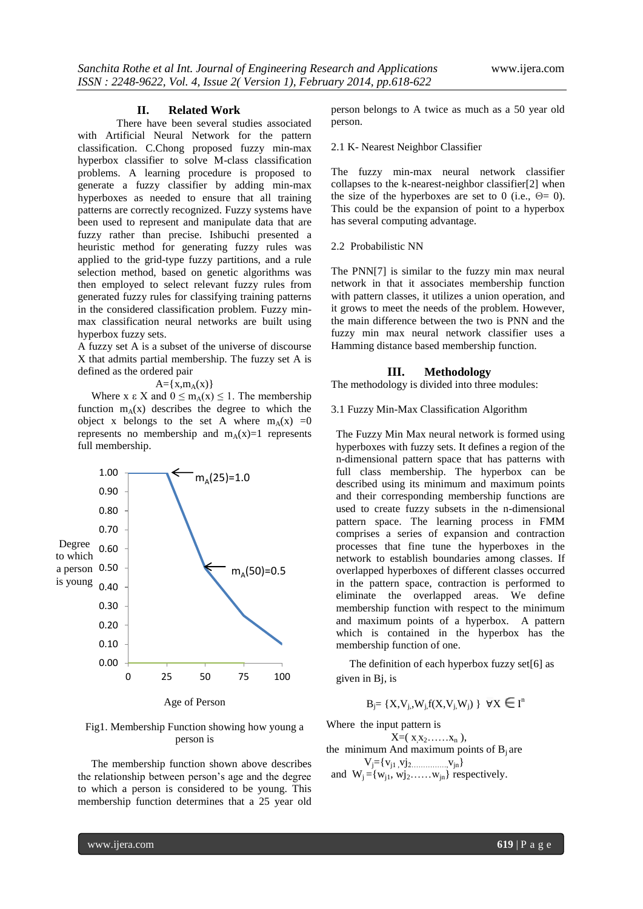## II. Related Work

There have been several studies associated with Artificial Neural Network for the pattern classification. C.Chong proposed fuzzy min-max hyperbox classifier to solve M-class classification problems. A learning procedure is proposed to generate a fuzzy classifier by adding min-max hyperboxes as needed to ensure that all training patterns are correctly recognized. Fuzzy systems have been used to represent and manipulate data that are fuzzy rather than precise. Ishibuchi presented a heuristic method for generating fuzzy rules was applied to the grid-type fuzzy partitions, and a rule selection method, based on genetic algorithms was then employed to select relevant fuzzy rules from generated fuzzy rules for classifying training patterns in the considered classification problem. Fuzzy min-max classification neural networks are built using hyperbox fuzzy sets.

A fuzzy set A is a subset of the universe of discourse X that admits partial membership. The fuzzy set A is defined as the ordered pair

$$A=\{x,m_A(x)\}$$

Where $x \in X$ and $0 \leq m_A(x) \leq 1$. The membership function $m_A(x)$ describes the degree to which the object x belongs to the set A where $m_A(x) = 0$ represents no membership and $m_A(x)=1$ represents full membership.

Fig1. Membership Function showing how young a person is

The membership function shown above describes the relationship between person's age and the degree to which a person is considered to be young. This membership function determines that a 25 year old person belongs to A twice as much as a 50 year old person.

### 2.1 K- Nearest Neighbor Classifier

The fuzzy min-max neural network classifier collapses to the k-nearest-neighbor classifier[2] when the size of the hyperboxes are set to 0 (i.e., $\Theta= 0$). This could be the expansion of point to a hyperbox has several computing advantage.

### 2.2 Probabilistic NN

The PNN[7] is similar to the fuzzy min max neural network in that it associates membership function with pattern classes, it utilizes a union operation, and it grows to meet the needs of the problem. However, the main difference between the two is PNN and the fuzzy min max neural network classifier uses a Hamming distance based membership function.

## III. Methodology

The methodology is divided into three modules:

### 3.1 Fuzzy Min-Max Classification Algorithm

The Fuzzy Min Max neural network is formed using hyperboxes with fuzzy sets. It defines a region of the n-dimensional pattern space that has patterns with full class membership. The hyperbox can be described using its minimum and maximum points and their corresponding membership functions are used to create fuzzy subsets in the n-dimensional pattern space. The learning process in FMM comprises a series of expansion and contraction processes that fine tune the hyperboxes in the network to establish boundaries among classes. If overlapped hyperboxes of different classes occurred in the pattern space, contraction is performed to eliminate the overlapped areas. We define membership function with respect to the minimum and maximum points of a hyperbox. A pattern which is contained in the hyperbox has the membership function of one.

The definition of each hyperbox fuzzy set[6] as given in Bj, is

$$B_j= \{X,V_j,W_j,f(X,V_j,W_j)\} \ \forall X \in I^n$$

Where the input pattern is

$$X=(x_1 x_2 \ldots\ldots x_n),$$

the minimum And maximum points of $B_j$ are

$$V_j=\{v_{j1}, v_{j2} \ldots\ldots, v_{jn}\}$$

and $W_j=\{w_{j1}, w_{j2} \ldots\ldots w_{jn}\}$ respectively.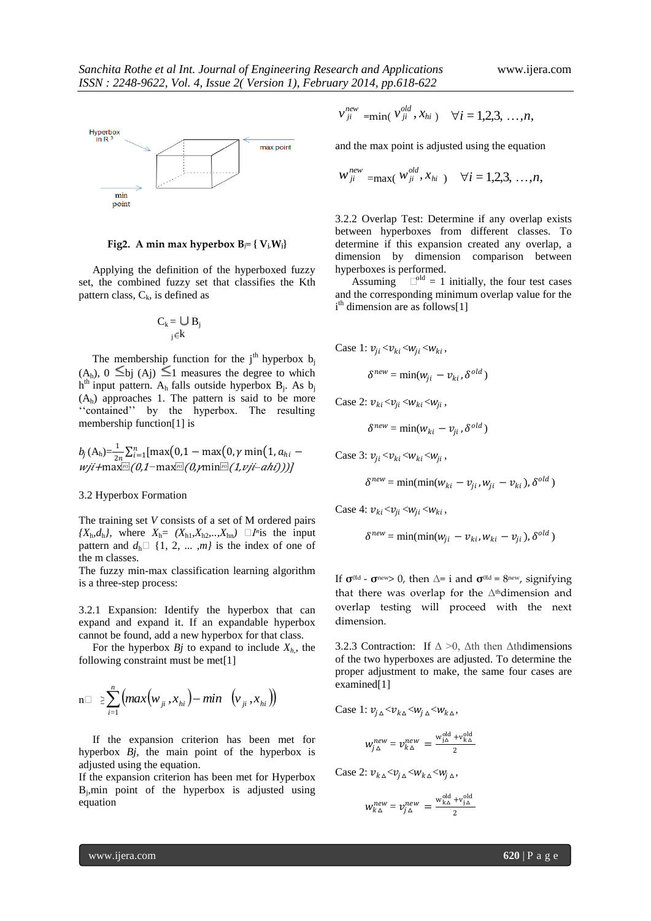Hyperbox in $R^3$

max point

min point

**Fig2. A min max hyperbox $B_j = \{ V_j, W_j \}$**

Applying the definition of the hyperboxed fuzzy set, the combined fuzzy set that classifies the Kth pattern class, $C_k$, is defined as

$$C_k = \bigcup_{j \in k} B_j$$

The membership function for the $j^{th}$ hyperbox $b_j$ ($A_h$), $0 \leq b_j(A_j) \leq 1$ measures the degree to which $h^{th}$ input pattern. $A_h$ falls outside hyperbox $B_j$. As $b_j$ ($A_h$) approaches 1. The pattern is said to be more ''contained'' by the hyperbox. The resulting membership function[1] is

$$b_j(A_h) = \frac{1}{2n}\sum_{i=1}^{n}[\max(0, 1-\max(0, \gamma \min(1, a_{hi} - w_{ji}))) + \max(0, 1-\max(0, \gamma \min(1, v_{ji} - a_{hi})))]$$

### 3.2 Hyperbox Formation

The training set *V* consists of a set of M ordered pairs $\{X_h, d_h\}$, where $X_h = (X_{h1}, X_{h2}, .., X_{hn}) \in I^n$ is the input pattern and $d_h \in \{1, 2, \ldots, m\}$ is the index of one of the m classes.

The fuzzy min-max classification learning algorithm is a three-step process:

3.2.1 Expansion: Identify the hyperbox that can expand and expand it. If an expandable hyperbox cannot be found, add a new hyperbox for that class.

For the hyperbox *Bj* to expand to include $X_h$, the following constraint must be met[1]

$$n\theta \geq \sum_{i=1}^{n}\left(\max\left(w_{ji}, x_{hi}\right) - \min\left(v_{ji}, x_{hi}\right)\right)$$

If the expansion criterion has been met for hyperbox *Bj*, the main point of the hyperbox is adjusted using the equation.

If the expansion criterion has been met for Hyperbox $B_j$, min point of the hyperbox is adjusted using equation

$$v_{ji}^{new} = \min(v_{ji}^{old}, x_{hi}) \quad \forall i = 1,2,3, \ldots, n,$$

and the max point is adjusted using the equation

$$w_{ji}^{new} = \max(w_{ji}^{old}, x_{hi}) \quad \forall i = 1,2,3, \ldots, n,$$

3.2.2 Overlap Test: Determine if any overlap exists between hyperboxes from different classes. To determine if this expansion created any overlap, a dimension by dimension comparison between hyperboxes is performed.

Assuming $\delta^{old} = 1$ initially, the four test cases and the corresponding minimum overlap value for the $i^{th}$ dimension are as follows[1]

Case 1: $v_{ji} < v_{ki} < w_{ji} < w_{ki}$,

$$\delta^{new} = \min(w_{ji} - v_{ki}, \delta^{old})$$

Case 2: $v_{ki} < v_{ji} < w_{ki} < w_{ji}$,

$$\delta^{new} = \min(w_{ki} - v_{ji}, \delta^{old})$$

Case 3: $v_{ji} < v_{ki} < w_{ki} < w_{ji}$,

$$\delta^{new} = \min(\min(w_{ki} - v_{ji}, w_{ji} - v_{ki}), \delta^{old})$$

Case 4: $v_{ki} < v_{ji} < w_{ji} < w_{ki}$,

$$\delta^{new} = \min(\min(w_{ji} - v_{ki}, w_{ki} - v_{ji}), \delta^{old})$$

If $\sigma^{old} - \sigma^{new} > 0$, then $\Delta = i$ and $\sigma^{old} = \delta^{new}$, signifying that there was overlap for the $\Delta^{th}$ dimension and overlap testing will proceed with the next dimension.

3.2.3 Contraction: If $\Delta > 0$, $\Delta$th then $\Delta$th dimensions of the two hyperboxes are adjusted. To determine the proper adjustment to make, the same four cases are examined[1]

Case 1: $v_{j\Delta} < v_{k\Delta} < w_{j\Delta} < w_{k\Delta}$,

$$w_{j\Delta}^{new} = v_{k\Delta}^{new} = \frac{w_{j\Delta}^{old} + v_{k\Delta}^{old}}{2}$$

Case 2: $v_{k\Delta} < v_{j\Delta} < w_{k\Delta} < w_{j\Delta}$,

$$w_{k\Delta}^{new} = v_{j\Delta}^{new} = \frac{w_{k\Delta}^{old} + v_{j\Delta}^{old}}{2}$$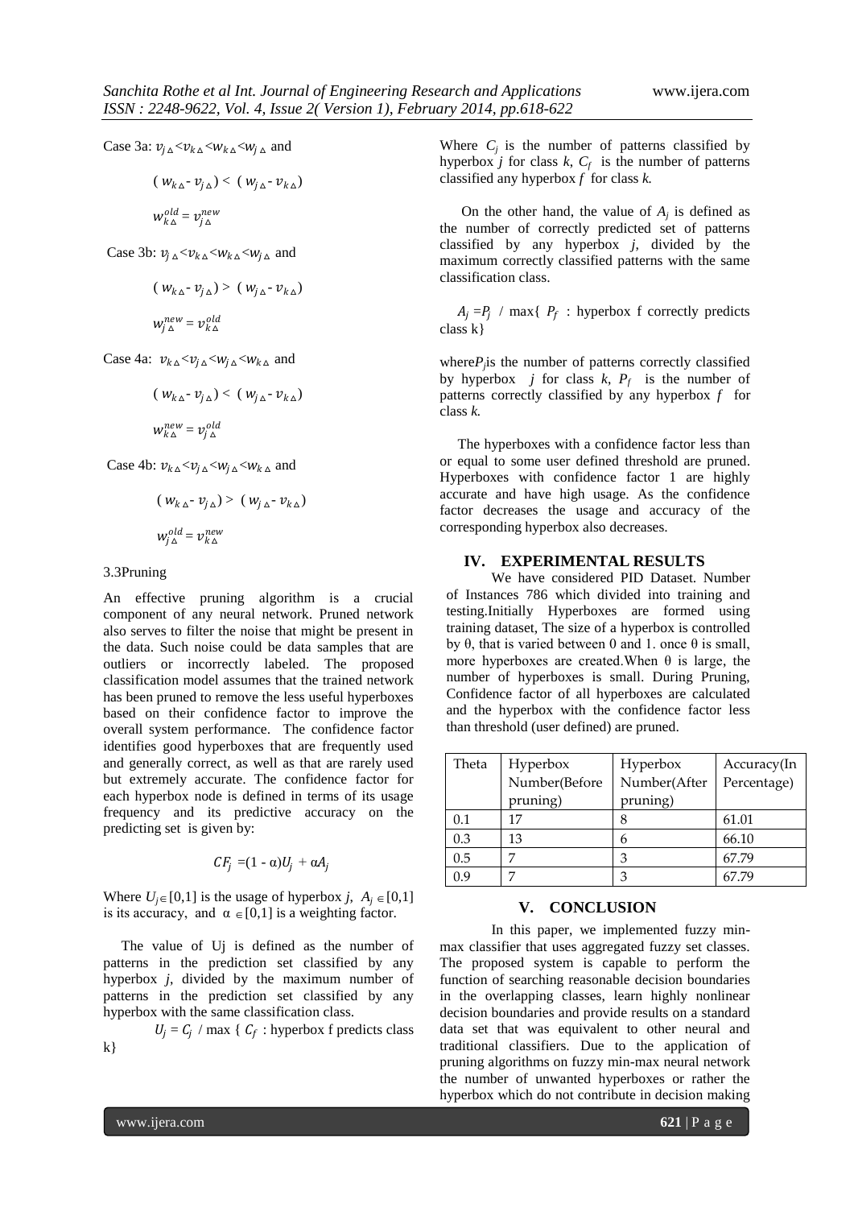Case 3a: $v_{j\Delta} < v_{k\Delta} < w_{k\Delta} < w_{j\Delta}$ and

$$( w_{k\Delta} - v_{j\Delta} ) < ( w_{j\Delta} - v_{k\Delta} )$$

$$w_{k\Delta}^{old} = v_{j\Delta}^{new}$$

Case 3b: $v_{j\Delta} < v_{k\Delta} < w_{k\Delta} < w_{j\Delta}$ and

$$( w_{k\Delta} - v_{j\Delta} ) > ( w_{j\Delta} - v_{k\Delta} )$$

$$w_{j\Delta}^{new} = v_{k\Delta}^{old}$$

Case 4a: $v_{k\Delta} < v_{j\Delta} < w_{j\Delta} < w_{k\Delta}$ and

$$( w_{k\Delta} - v_{j\Delta} ) < ( w_{j\Delta} - v_{k\Delta} )$$

$$w_{k\Delta}^{new} = v_{j\Delta}^{old}$$

Case 4b: $v_{k\Delta} < v_{j\Delta} < w_{j\Delta} < w_{k\Delta}$ and

$$( w_{k\Delta} - v_{j\Delta} ) > ( w_{j\Delta} - v_{k\Delta} )$$

$$w_{j\Delta}^{old} = v_{k\Delta}^{new}$$

### 3.3Pruning

An effective pruning algorithm is a crucial component of any neural network. Pruned network also serves to filter the noise that might be present in the data. Such noise could be data samples that are outliers or incorrectly labeled. The proposed classification model assumes that the trained network has been pruned to remove the less useful hyperboxes based on their confidence factor to improve the overall system performance. The confidence factor identifies good hyperboxes that are frequently used and generally correct, as well as that are rarely used but extremely accurate. The confidence factor for each hyperbox node is defined in terms of its usage frequency and its predictive accuracy on the predicting set is given by:

$$CF_j = (1 - \alpha)U_j + \alpha A_j$$

Where $U_j \in [0,1]$ is the usage of hyperbox $j$, $A_j \in [0,1]$ is its accuracy, and $\alpha \in [0,1]$ is a weighting factor.

The value of Uj is defined as the number of patterns in the prediction set classified by any hyperbox $j$, divided by the maximum number of patterns in the prediction set classified by any hyperbox with the same classification class.

$$U_j = C_j \;/\; \max \{ C_f : \text{hyperbox f predicts class k} \}$$

Where $C_j$ is the number of patterns classified by hyperbox $j$ for class $k$, $C_f$ is the number of patterns classified any hyperbox $f$ for class $k$.

On the other hand, the value of $A_j$ is defined as the number of correctly predicted set of patterns classified by any hyperbox $j$, divided by the maximum correctly classified patterns with the same classification class.

$$A_j = P_j \;/\; \max\{ P_f : \text{hyperbox f correctly predicts class k} \}$$

where$P_j$is the number of patterns correctly classified by hyperbox $j$ for class $k$, $P_f$ is the number of patterns correctly classified by any hyperbox $f$ for class $k$.

The hyperboxes with a confidence factor less than or equal to some user defined threshold are pruned. Hyperboxes with confidence factor 1 are highly accurate and have high usage. As the confidence factor decreases the usage and accuracy of the corresponding hyperbox also decreases.

## IV. EXPERIMENTAL RESULTS

We have considered PID Dataset. Number of Instances 786 which divided into training and testing.Initially Hyperboxes are formed using training dataset, The size of a hyperbox is controlled by θ, that is varied between 0 and 1. once θ is small, more hyperboxes are created.When θ is large, the number of hyperboxes is small. During Pruning, Confidence factor of all hyperboxes are calculated and the hyperbox with the confidence factor less than threshold (user defined) are pruned.

| Theta | Hyperbox Number(Before pruning) | Hyperbox Number(After pruning) | Accuracy(In Percentage) |
|---|---|---|---|
| 0.1 | 17 | 8 | 61.01 |
| 0.3 | 13 | 6 | 66.10 |
| 0.5 | 7 | 3 | 67.79 |
| 0.9 | 7 | 3 | 67.79 |

## V. CONCLUSION

In this paper, we implemented fuzzy min-max classifier that uses aggregated fuzzy set classes. The proposed system is capable to perform the function of searching reasonable decision boundaries in the overlapping classes, learn highly nonlinear decision boundaries and provide results on a standard data set that was equivalent to other neural and traditional classifiers. Due to the application of pruning algorithms on fuzzy min-max neural network the number of unwanted hyperboxes or rather the hyperbox which do not contribute in decision making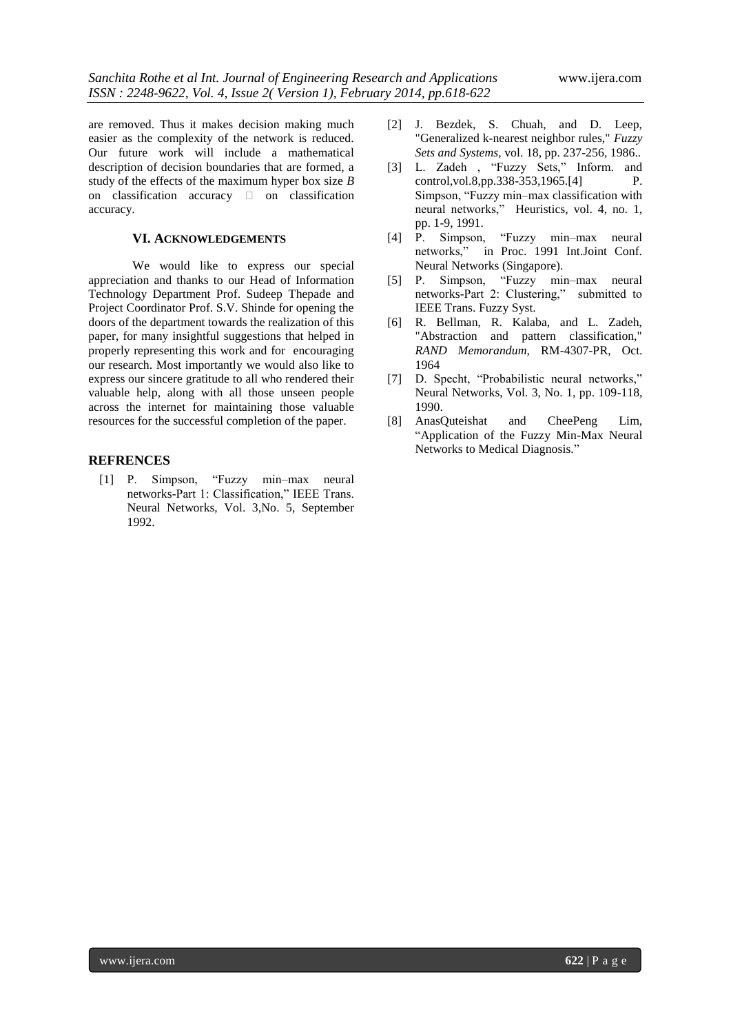are removed. Thus it makes decision making much easier as the complexity of the network is reduced. Our future work will include a mathematical description of decision boundaries that are formed, a study of the effects of the maximum hyper box size *B* on classification accuracy  on classification accuracy.

## VI. ACKNOWLEDGEMENTS

We would like to express our special appreciation and thanks to our Head of Information Technology Department Prof. Sudeep Thepade and Project Coordinator Prof. S.V. Shinde for opening the doors of the department towards the realization of this paper, for many insightful suggestions that helped in properly representing this work and for encouraging our research. Most importantly we would also like to express our sincere gratitude to all who rendered their valuable help, along with all those unseen people across the internet for maintaining those valuable resources for the successful completion of the paper.

## REFRENCES

[1] P. Simpson, "Fuzzy min–max neural networks-Part 1: Classification," IEEE Trans. Neural Networks, Vol. 3,No. 5, September 1992.

[2] J. Bezdek, S. Chuah, and D. Leep, "Generalized k-nearest neighbor rules," *Fuzzy Sets and Systems,* vol. 18, pp. 237-256, 1986..

[3] L. Zadeh , "Fuzzy Sets," Inform. and control,vol.8,pp.338-353,1965.[4] P. Simpson, "Fuzzy min–max classification with neural networks," Heuristics, vol. 4, no. 1, pp. 1-9, 1991.

[4] P. Simpson, "Fuzzy min–max neural networks," in Proc. 1991 Int.Joint Conf. Neural Networks (Singapore).

[5] P. Simpson, "Fuzzy min–max neural networks-Part 2: Clustering," submitted to IEEE Trans. Fuzzy Syst.

[6] R. Bellman, R. Kalaba, and L. Zadeh, "Abstraction and pattern classification," *RAND Memorandum,* RM-4307-PR, Oct. 1964

[7] D. Specht, "Probabilistic neural networks," Neural Networks, Vol. 3, No. 1, pp. 109-118, 1990.

[8] AnasQuteishat and CheePeng Lim, "Application of the Fuzzy Min-Max Neural Networks to Medical Diagnosis."